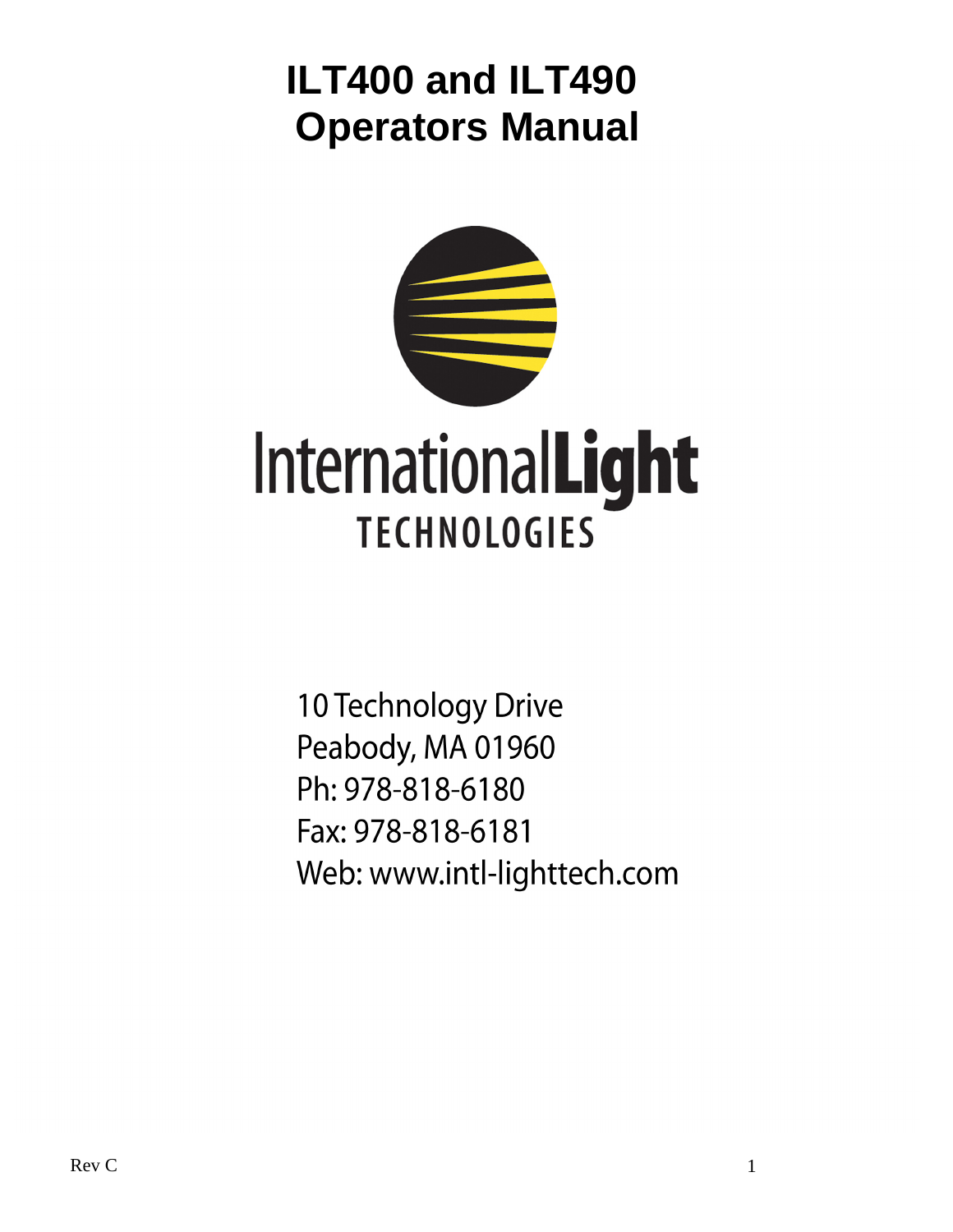# ILT400 and ILT490 Operators Manual

InternationalLight
TECHNOLOGIES

10 Technology Drive
Peabody, MA 01960
Ph: 978-818-6180
Fax: 978-818-6181
Web: www.intl-lighttech.com

Rev C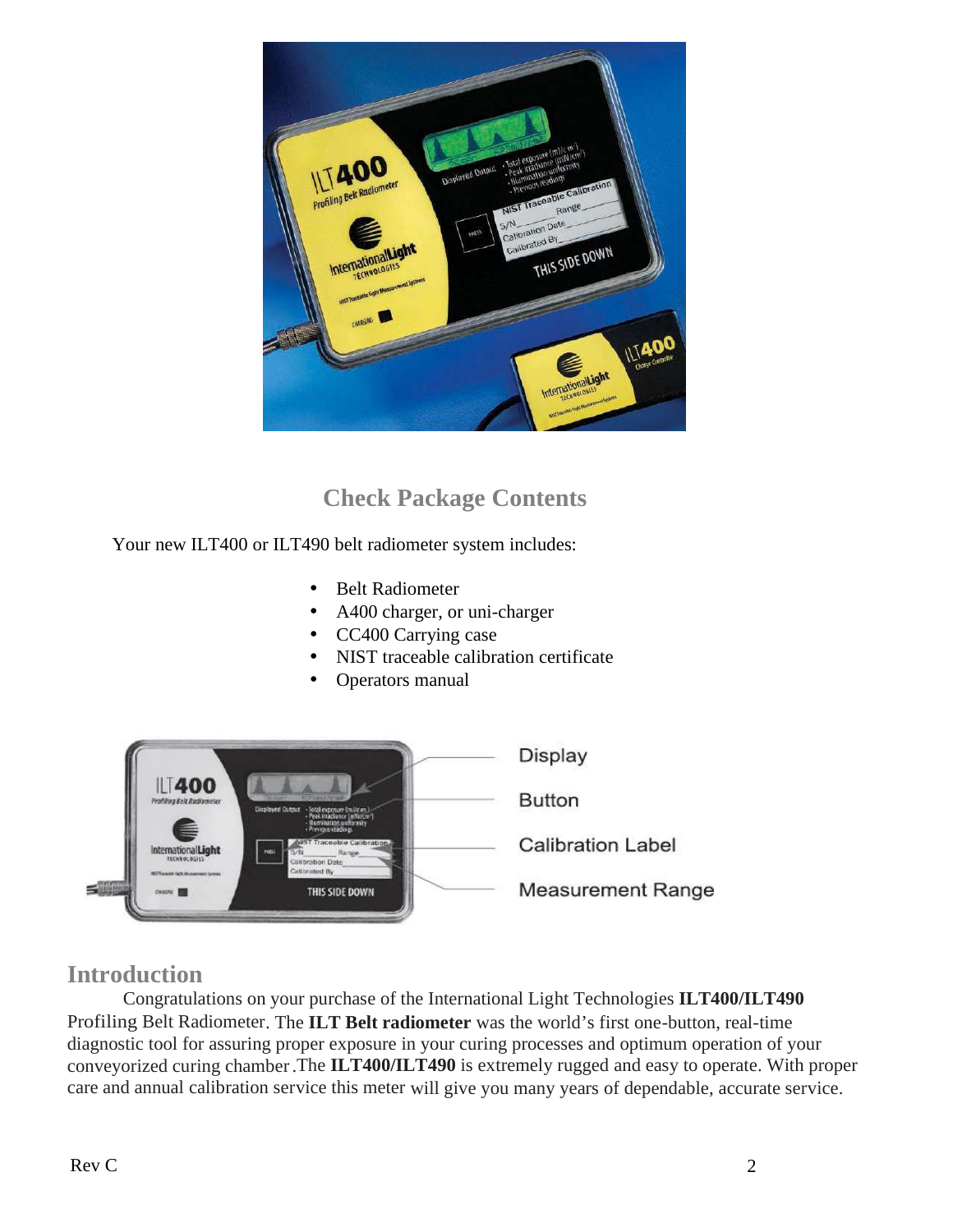## Check Package Contents

Your new ILT400 or ILT490 belt radiometer system includes:

- Belt Radiometer
- A400 charger, or uni-charger
- CC400 Carrying case
- NIST traceable calibration certificate
- Operators manual

Display

Button

Calibration Label

Measurement Range

## Introduction

Congratulations on your purchase of the International Light Technologies **ILT400/ILT490** Profiling Belt Radiometer. The **ILT Belt radiometer** was the world's first one-button, real-time diagnostic tool for assuring proper exposure in your curing processes and optimum operation of your conveyorized curing chamber.The **ILT400/ILT490** is extremely rugged and easy to operate. With proper care and annual calibration service this meter will give you many years of dependable, accurate service.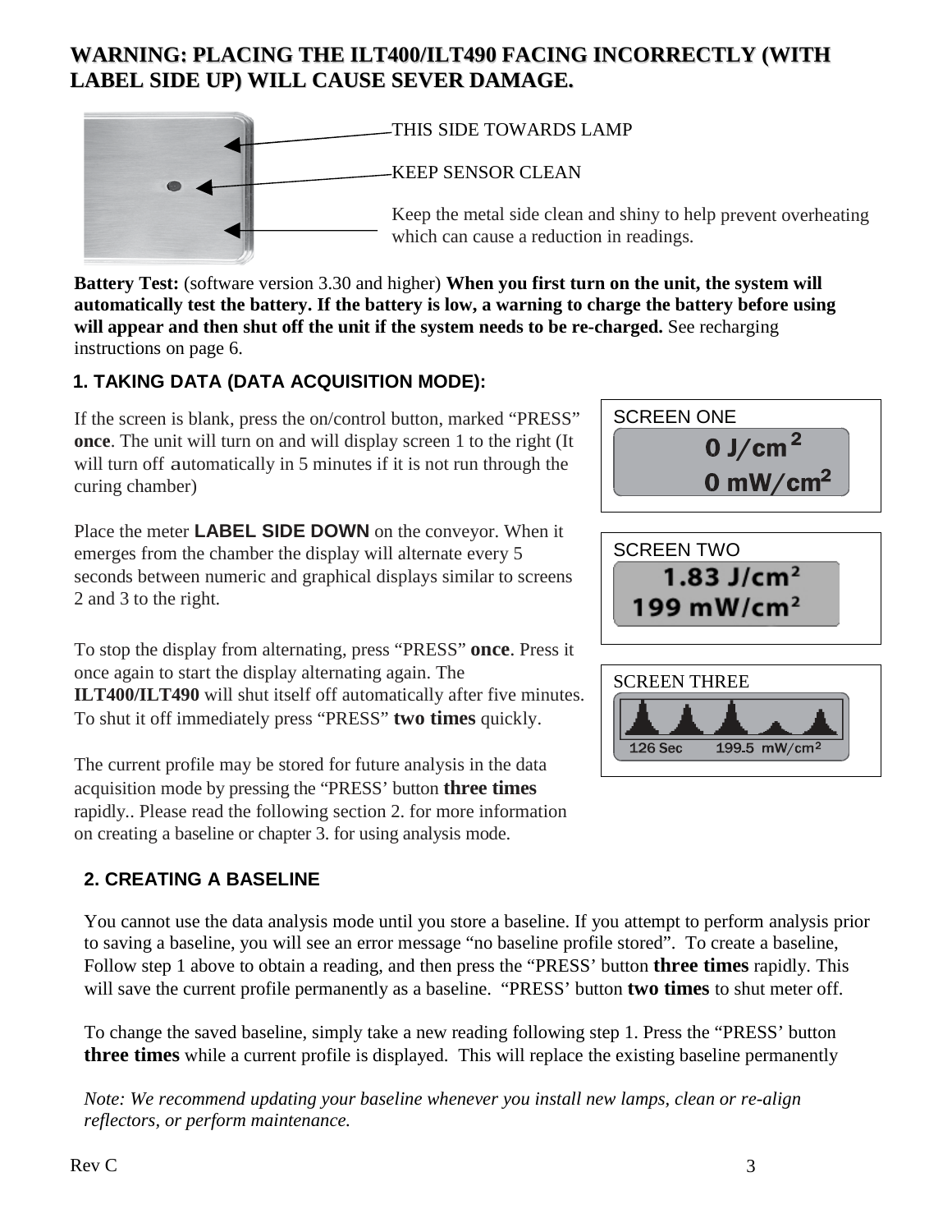**WARNING: PLACING THE ILT400/ILT490 FACING INCORRECTLY (WITH LABEL SIDE UP) WILL CAUSE SEVER DAMAGE.**

THIS SIDE TOWARDS LAMP

KEEP SENSOR CLEAN

Keep the metal side clean and shiny to help prevent overheating which can cause a reduction in readings.

**Battery Test:** (software version 3.30 and higher) **When you first turn on the unit, the system will automatically test the battery. If the battery is low, a warning to charge the battery before using will appear and then shut off the unit if the system needs to be re-charged.** See recharging instructions on page 6.

## 1. TAKING DATA (DATA ACQUISITION MODE):

If the screen is blank, press the on/control button, marked "PRESS" **once**. The unit will turn on and will display screen 1 to the right (It will turn off automatically in 5 minutes if it is not run through the curing chamber)

Place the meter **LABEL SIDE DOWN** on the conveyor. When it emerges from the chamber the display will alternate every 5 seconds between numeric and graphical displays similar to screens 2 and 3 to the right.

To stop the display from alternating, press "PRESS" **once**. Press it once again to start the display alternating again. The **ILT400/ILT490** will shut itself off automatically after five minutes. To shut it off immediately press "PRESS" **two times** quickly.

The current profile may be stored for future analysis in the data acquisition mode by pressing the "PRESS' button **three times** rapidly.. Please read the following section 2. for more information on creating a baseline or chapter 3. for using analysis mode.

SCREEN ONE

0 J/cm²
0 mW/cm²

SCREEN TWO

1.83 J/cm²
199 mW/cm²

SCREEN THREE

126 Sec 199.5 mW/cm²

## 2. CREATING A BASELINE

You cannot use the data analysis mode until you store a baseline. If you attempt to perform analysis prior to saving a baseline, you will see an error message "no baseline profile stored". To create a baseline, Follow step 1 above to obtain a reading, and then press the "PRESS' button **three times** rapidly. This will save the current profile permanently as a baseline. "PRESS' button **two times** to shut meter off.

To change the saved baseline, simply take a new reading following step 1. Press the "PRESS' button **three times** while a current profile is displayed. This will replace the existing baseline permanently

*Note: We recommend updating your baseline whenever you install new lamps, clean or re-align reflectors, or perform maintenance.*

Rev C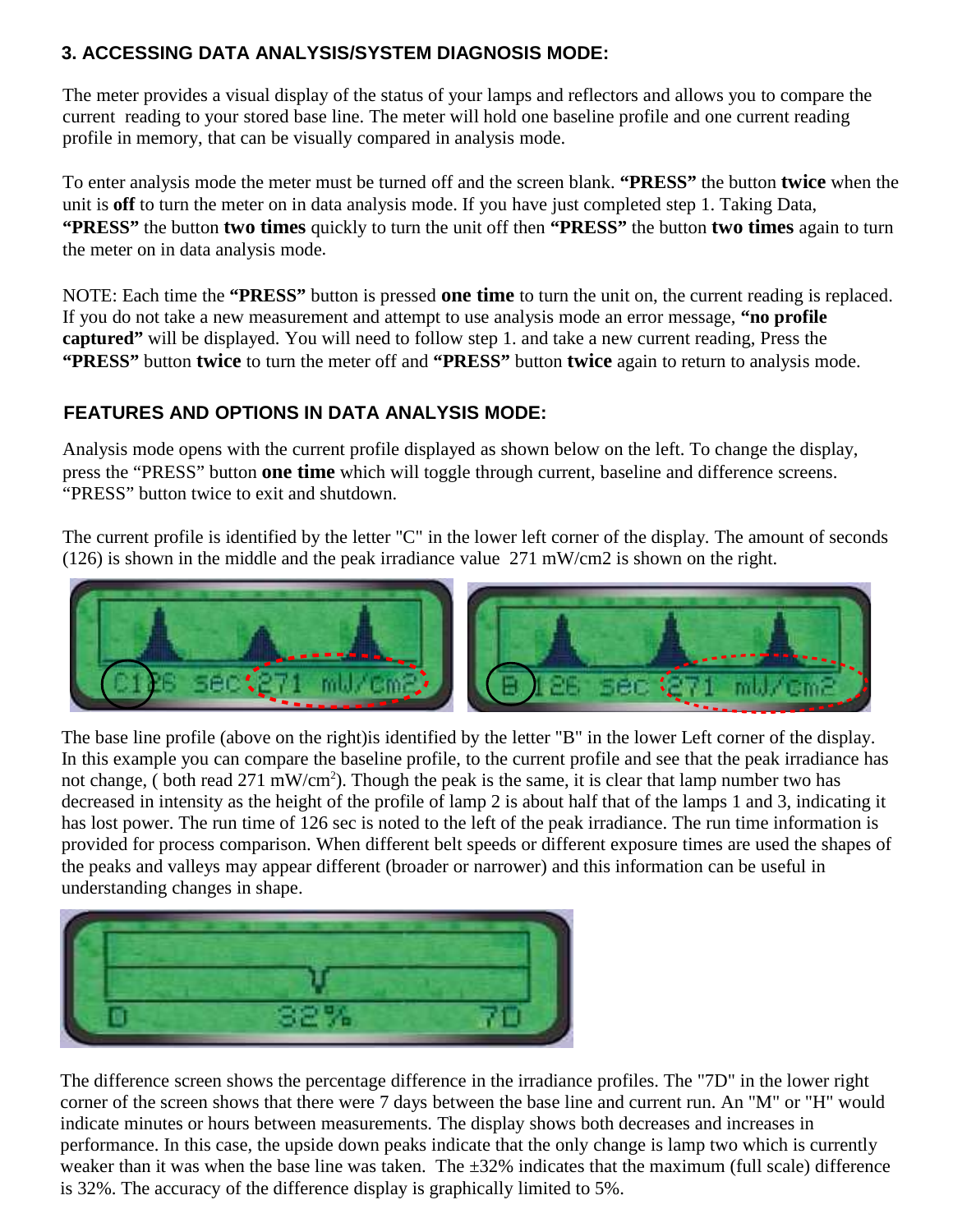### 3. ACCESSING DATA ANALYSIS/SYSTEM DIAGNOSIS MODE:

The meter provides a visual display of the status of your lamps and reflectors and allows you to compare the current reading to your stored base line. The meter will hold one baseline profile and one current reading profile in memory, that can be visually compared in analysis mode.

To enter analysis mode the meter must be turned off and the screen blank. **"PRESS"** the button **twice** when the unit is **off** to turn the meter on in data analysis mode. If you have just completed step 1. Taking Data, **"PRESS"** the button **two times** quickly to turn the unit off then **"PRESS"** the button **two times** again to turn the meter on in data analysis mode.

NOTE: Each time the **"PRESS"** button is pressed **one time** to turn the unit on, the current reading is replaced. If you do not take a new measurement and attempt to use analysis mode an error message, **"no profile captured"** will be displayed. You will need to follow step 1. and take a new current reading, Press the **"PRESS"** button **twice** to turn the meter off and **"PRESS"** button **twice** again to return to analysis mode.

### FEATURES AND OPTIONS IN DATA ANALYSIS MODE:

Analysis mode opens with the current profile displayed as shown below on the left. To change the display, press the "PRESS" button **one time** which will toggle through current, baseline and difference screens. "PRESS" button twice to exit and shutdown.

The current profile is identified by the letter "C" in the lower left corner of the display. The amount of seconds (126) is shown in the middle and the peak irradiance value 271 mW/cm2 is shown on the right.

The base line profile (above on the right)is identified by the letter "B" in the lower Left corner of the display. In this example you can compare the baseline profile, to the current profile and see that the peak irradiance has not change, ( both read 271 mW/cm$^2$). Though the peak is the same, it is clear that lamp number two has decreased in intensity as the height of the profile of lamp 2 is about half that of the lamps 1 and 3, indicating it has lost power. The run time of 126 sec is noted to the left of the peak irradiance. The run time information is provided for process comparison. When different belt speeds or different exposure times are used the shapes of the peaks and valleys may appear different (broader or narrower) and this information can be useful in understanding changes in shape.

The difference screen shows the percentage difference in the irradiance profiles. The "7D" in the lower right corner of the screen shows that there were 7 days between the base line and current run. An "M" or "H" would indicate minutes or hours between measurements. The display shows both decreases and increases in performance. In this case, the upside down peaks indicate that the only change is lamp two which is currently weaker than it was when the base line was taken. The ±32% indicates that the maximum (full scale) difference is 32%. The accuracy of the difference display is graphically limited to 5%.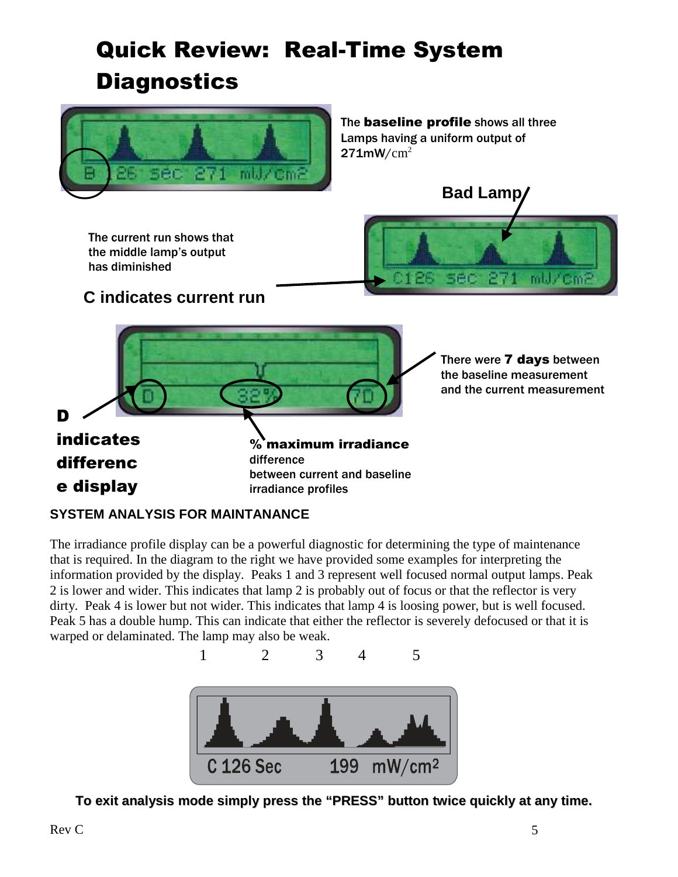# Quick Review: Real-Time System Diagnostics

The **baseline profile** shows all three Lamps having a uniform output of 271mW/$cm^2$

**Bad Lamp**

The current run shows that the middle lamp's output has diminished

**C indicates current run**

There were **7 days** between the baseline measurement and the current measurement

**D indicates difference display**

**% maximum irradiance** difference between current and baseline irradiance profiles

### SYSTEM ANALYSIS FOR MAINTANANCE

The irradiance profile display can be a powerful diagnostic for determining the type of maintenance that is required. In the diagram to the right we have provided some examples for interpreting the information provided by the display. Peaks 1 and 3 represent well focused normal output lamps. Peak 2 is lower and wider. This indicates that lamp 2 is probably out of focus or that the reflector is very dirty. Peak 4 is lower but not wider. This indicates that lamp 4 is loosing power, but is well focused. Peak 5 has a double hump. This can indicate that either the reflector is severely defocused or that it is warped or delaminated. The lamp may also be weak.

1 2 3 4 5

C 126 Sec 199 mW/cm2

**To exit analysis mode simply press the "PRESS" button twice quickly at any time.**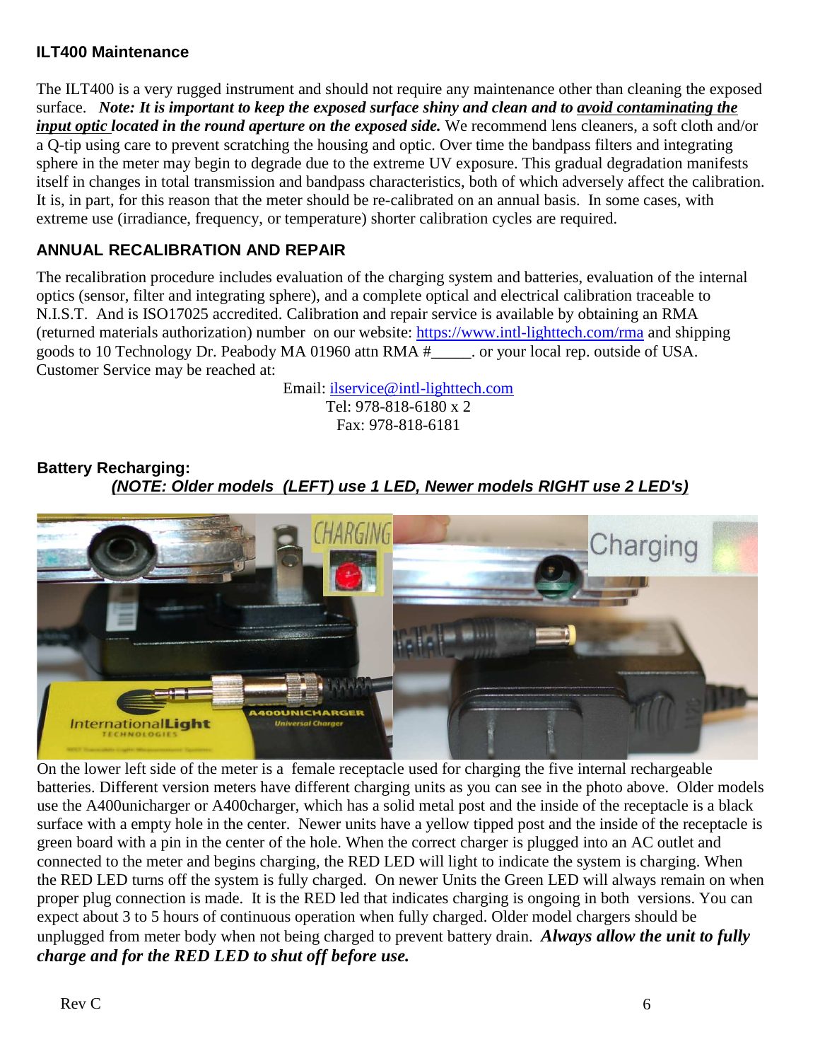### ILT400 Maintenance

The ILT400 is a very rugged instrument and should not require any maintenance other than cleaning the exposed surface. ***Note: It is important to keep the exposed surface shiny and clean and to <u>avoid contaminating the input optic</u> located in the round aperture on the exposed side.*** We recommend lens cleaners, a soft cloth and/or a Q-tip using care to prevent scratching the housing and optic. Over time the bandpass filters and integrating sphere in the meter may begin to degrade due to the extreme UV exposure. This gradual degradation manifests itself in changes in total transmission and bandpass characteristics, both of which adversely affect the calibration. It is, in part, for this reason that the meter should be re-calibrated on an annual basis. In some cases, with extreme use (irradiance, frequency, or temperature) shorter calibration cycles are required.

### ANNUAL RECALIBRATION AND REPAIR

The recalibration procedure includes evaluation of the charging system and batteries, evaluation of the internal optics (sensor, filter and integrating sphere), and a complete optical and electrical calibration traceable to N.I.S.T. And is ISO17025 accredited. Calibration and repair service is available by obtaining an RMA (returned materials authorization) number on our website: https://www.intl-lighttech.com/rma and shipping goods to 10 Technology Dr. Peabody MA 01960 attn RMA #_____. or your local rep. outside of USA. Customer Service may be reached at:

Email: ilservice@intl-lighttech.com
Tel: 978-818-6180 x 2
Fax: 978-818-6181

### Battery Recharging:

***<u>(NOTE: Older models (LEFT) use 1 LED, Newer models RIGHT use 2 LED's)</u>***

On the lower left side of the meter is a female receptacle used for charging the five internal rechargeable batteries. Different version meters have different charging units as you can see in the photo above. Older models use the A400unicharger or A400charger, which has a solid metal post and the inside of the receptacle is a black surface with a empty hole in the center. Newer units have a yellow tipped post and the inside of the receptacle is green board with a pin in the center of the hole. When the correct charger is plugged into an AC outlet and connected to the meter and begins charging, the RED LED will light to indicate the system is charging. When the RED LED turns off the system is fully charged. On newer Units the Green LED will always remain on when proper plug connection is made. It is the RED led that indicates charging is ongoing in both versions. You can expect about 3 to 5 hours of continuous operation when fully charged. Older model chargers should be unplugged from meter body when not being charged to prevent battery drain. ***Always allow the unit to fully charge and for the RED LED to shut off before use.***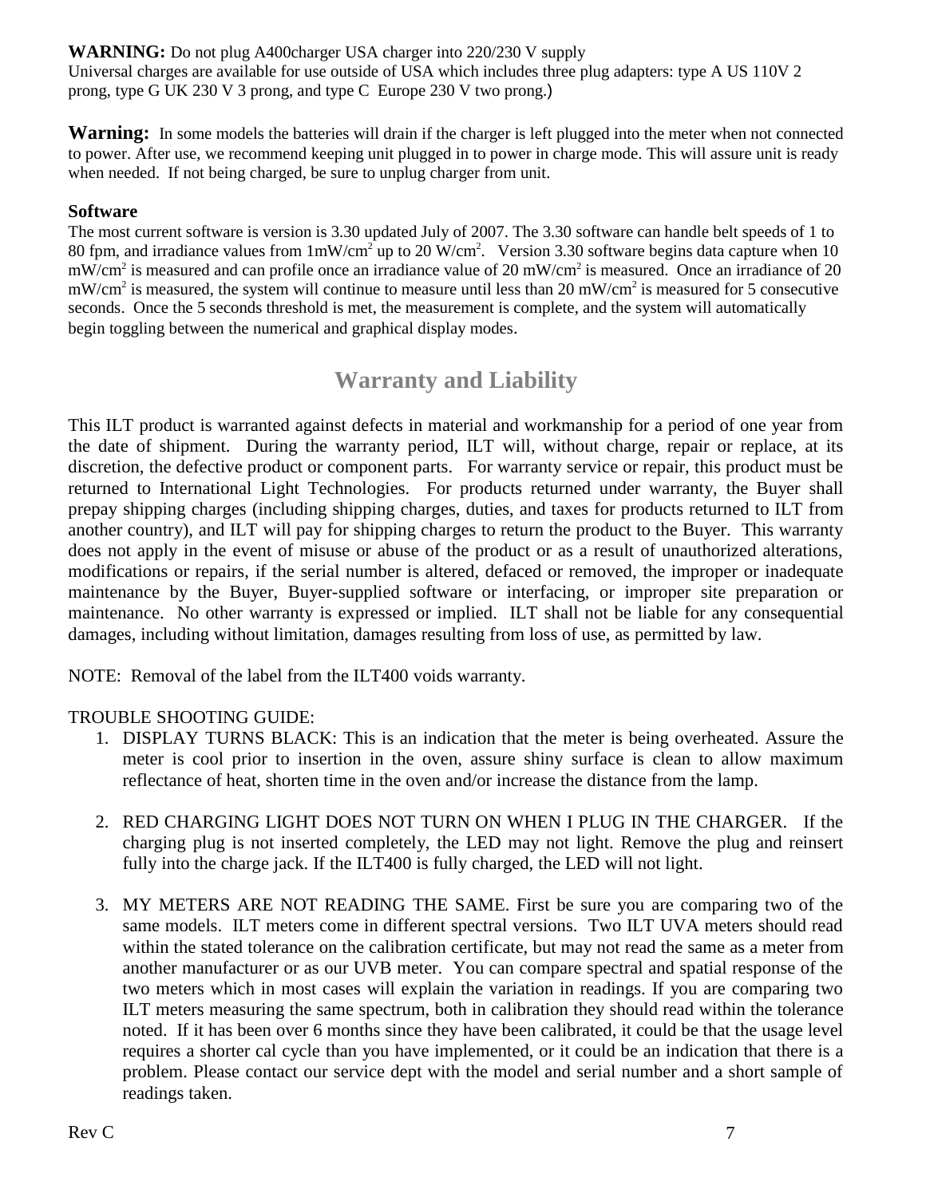**WARNING:** Do not plug A400charger USA charger into 220/230 V supply
Universal charges are available for use outside of USA which includes three plug adapters: type A US 110V 2 prong, type G UK 230 V 3 prong, and type C Europe 230 V two prong.)

**Warning:** In some models the batteries will drain if the charger is left plugged into the meter when not connected to power. After use, we recommend keeping unit plugged in to power in charge mode. This will assure unit is ready when needed. If not being charged, be sure to unplug charger from unit.

**Software**

The most current software is version is 3.30 updated July of 2007. The 3.30 software can handle belt speeds of 1 to 80 fpm, and irradiance values from 1mW/cm$^2$ up to 20 W/cm$^2$. Version 3.30 software begins data capture when 10 mW/cm$^2$ is measured and can profile once an irradiance value of 20 mW/cm$^2$ is measured. Once an irradiance of 20 mW/cm$^2$ is measured, the system will continue to measure until less than 20 mW/cm$^2$ is measured for 5 consecutive seconds. Once the 5 seconds threshold is met, the measurement is complete, and the system will automatically begin toggling between the numerical and graphical display modes.

## Warranty and Liability

This ILT product is warranted against defects in material and workmanship for a period of one year from the date of shipment. During the warranty period, ILT will, without charge, repair or replace, at its discretion, the defective product or component parts. For warranty service or repair, this product must be returned to International Light Technologies. For products returned under warranty, the Buyer shall prepay shipping charges (including shipping charges, duties, and taxes for products returned to ILT from another country), and ILT will pay for shipping charges to return the product to the Buyer. This warranty does not apply in the event of misuse or abuse of the product or as a result of unauthorized alterations, modifications or repairs, if the serial number is altered, defaced or removed, the improper or inadequate maintenance by the Buyer, Buyer-supplied software or interfacing, or improper site preparation or maintenance. No other warranty is expressed or implied. ILT shall not be liable for any consequential damages, including without limitation, damages resulting from loss of use, as permitted by law.

NOTE: Removal of the label from the ILT400 voids warranty.

TROUBLE SHOOTING GUIDE:

1. DISPLAY TURNS BLACK: This is an indication that the meter is being overheated. Assure the meter is cool prior to insertion in the oven, assure shiny surface is clean to allow maximum reflectance of heat, shorten time in the oven and/or increase the distance from the lamp.

2. RED CHARGING LIGHT DOES NOT TURN ON WHEN I PLUG IN THE CHARGER. If the charging plug is not inserted completely, the LED may not light. Remove the plug and reinsert fully into the charge jack. If the ILT400 is fully charged, the LED will not light.

3. MY METERS ARE NOT READING THE SAME. First be sure you are comparing two of the same models. ILT meters come in different spectral versions. Two ILT UVA meters should read within the stated tolerance on the calibration certificate, but may not read the same as a meter from another manufacturer or as our UVB meter. You can compare spectral and spatial response of the two meters which in most cases will explain the variation in readings. If you are comparing two ILT meters measuring the same spectrum, both in calibration they should read within the tolerance noted. If it has been over 6 months since they have been calibrated, it could be that the usage level requires a shorter cal cycle than you have implemented, or it could be an indication that there is a problem. Please contact our service dept with the model and serial number and a short sample of readings taken.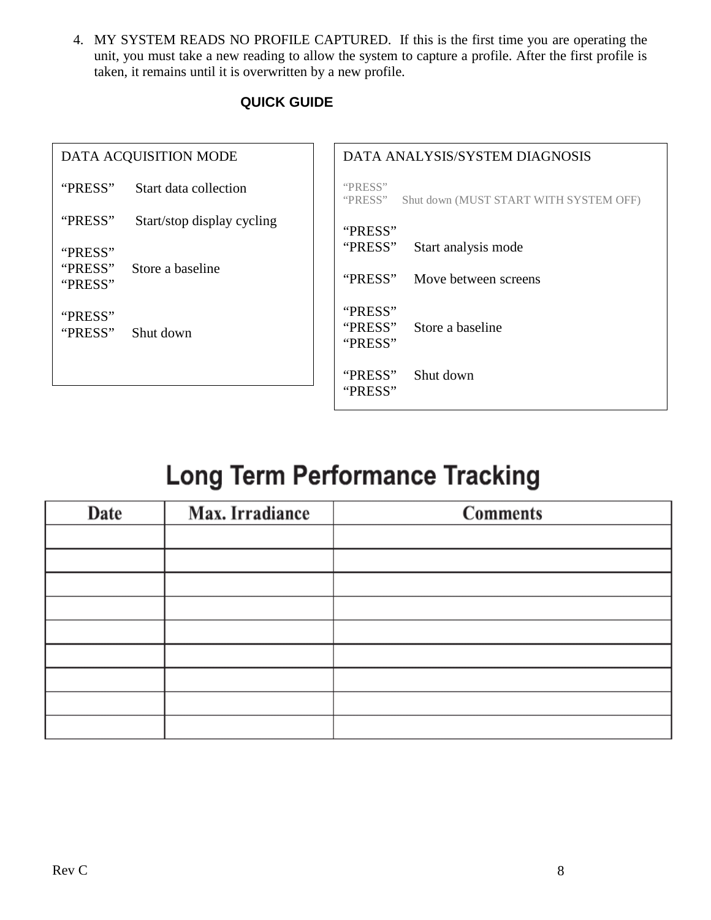4. MY SYSTEM READS NO PROFILE CAPTURED. If this is the first time you are operating the unit, you must take a new reading to allow the system to capture a profile. After the first profile is taken, it remains until it is overwritten by a new profile.

**QUICK GUIDE**

DATA ACQUISITION MODE

“PRESS” Start data collection

“PRESS” Start/stop display cycling

“PRESS”
“PRESS” Store a baseline
“PRESS”

“PRESS”
“PRESS” Shut down

DATA ANALYSIS/SYSTEM DIAGNOSIS

“PRESS”
“PRESS” Shut down (MUST START WITH SYSTEM OFF)

“PRESS”
“PRESS” Start analysis mode

“PRESS” Move between screens

“PRESS”
“PRESS” Store a baseline
“PRESS”

“PRESS” Shut down
“PRESS”

# Long Term Performance Tracking

| Date | Max. Irradiance | Comments |
|---|---|---|
| | | |
| | | |
| | | |
| | | |
| | | |
| | | |
| | | |
| | | |
| | | |

Rev C